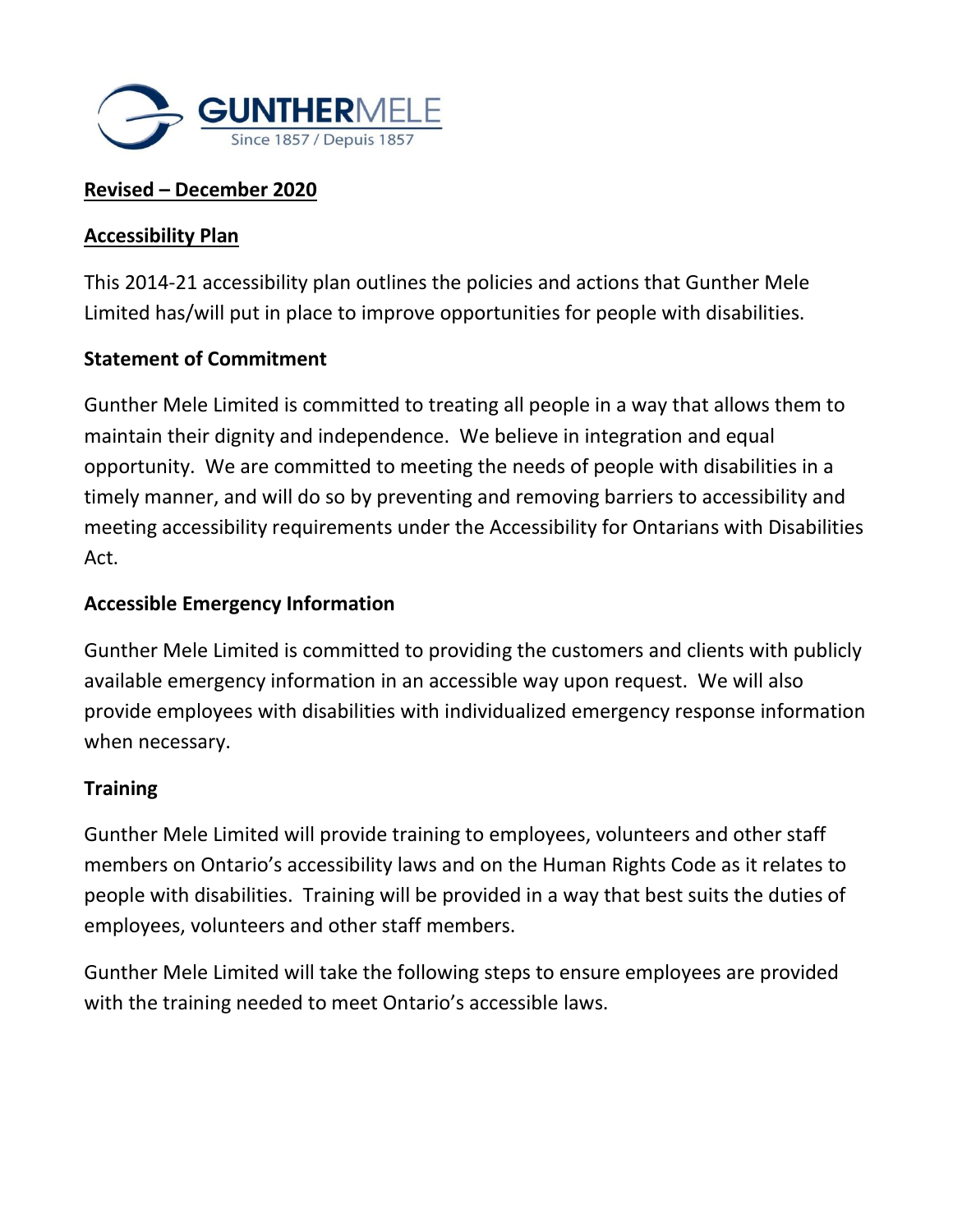**Revised – December 2020**

## Accessibility Plan

This 2014-21 accessibility plan outlines the policies and actions that Gunther Mele Limited has/will put in place to improve opportunities for people with disabilities.

### Statement of Commitment

Gunther Mele Limited is committed to treating all people in a way that allows them to maintain their dignity and independence. We believe in integration and equal opportunity. We are committed to meeting the needs of people with disabilities in a timely manner, and will do so by preventing and removing barriers to accessibility and meeting accessibility requirements under the Accessibility for Ontarians with Disabilities Act.

### Accessible Emergency Information

Gunther Mele Limited is committed to providing the customers and clients with publicly available emergency information in an accessible way upon request. We will also provide employees with disabilities with individualized emergency response information when necessary.

### Training

Gunther Mele Limited will provide training to employees, volunteers and other staff members on Ontario's accessibility laws and on the Human Rights Code as it relates to people with disabilities. Training will be provided in a way that best suits the duties of employees, volunteers and other staff members.

Gunther Mele Limited will take the following steps to ensure employees are provided with the training needed to meet Ontario's accessible laws.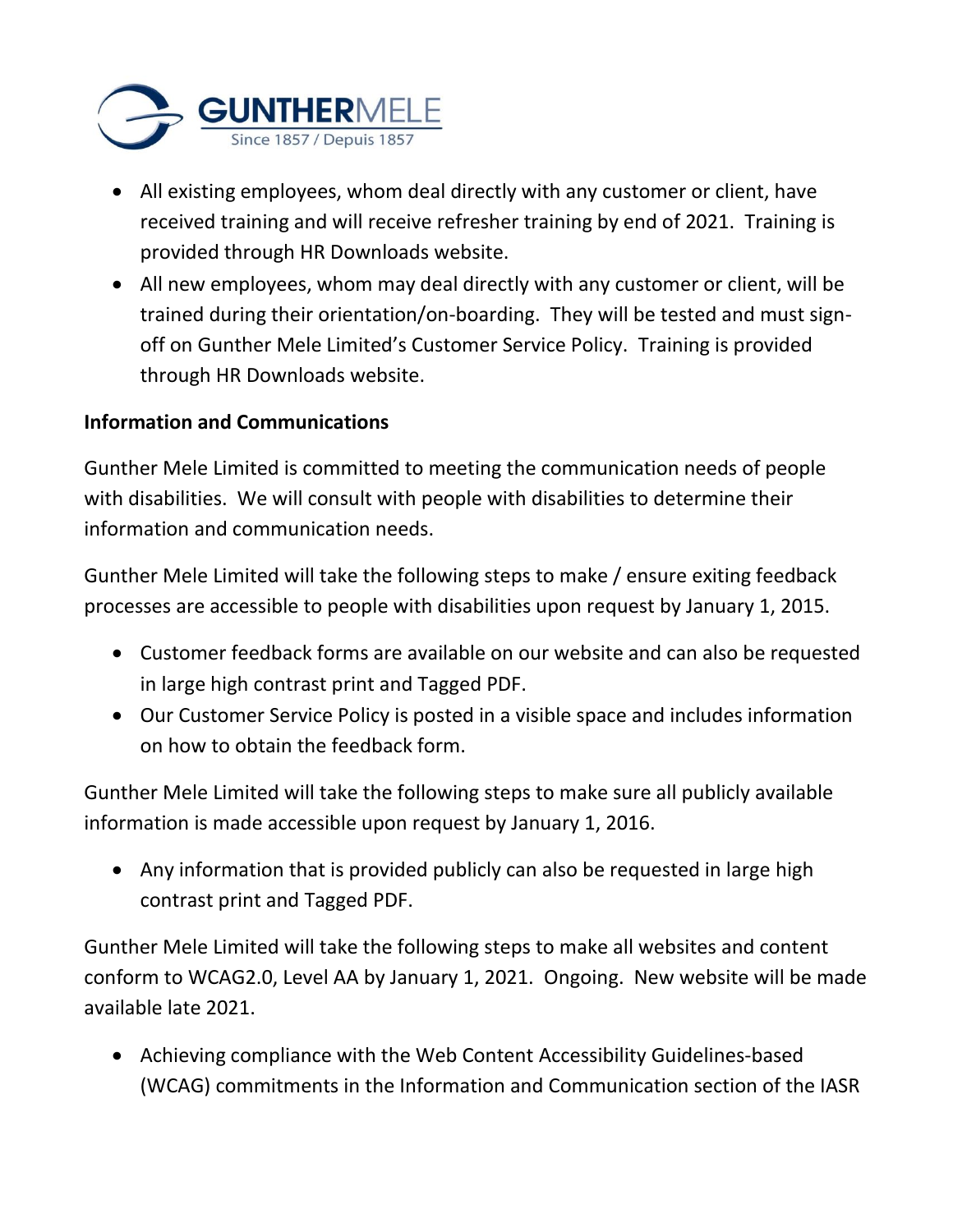- All existing employees, whom deal directly with any customer or client, have received training and will receive refresher training by end of 2021. Training is provided through HR Downloads website.
- All new employees, whom may deal directly with any customer or client, will be trained during their orientation/on-boarding. They will be tested and must sign-off on Gunther Mele Limited's Customer Service Policy. Training is provided through HR Downloads website.

**Information and Communications**

Gunther Mele Limited is committed to meeting the communication needs of people with disabilities. We will consult with people with disabilities to determine their information and communication needs.

Gunther Mele Limited will take the following steps to make / ensure exiting feedback processes are accessible to people with disabilities upon request by January 1, 2015.

- Customer feedback forms are available on our website and can also be requested in large high contrast print and Tagged PDF.
- Our Customer Service Policy is posted in a visible space and includes information on how to obtain the feedback form.

Gunther Mele Limited will take the following steps to make sure all publicly available information is made accessible upon request by January 1, 2016.

- Any information that is provided publicly can also be requested in large high contrast print and Tagged PDF.

Gunther Mele Limited will take the following steps to make all websites and content conform to WCAG2.0, Level AA by January 1, 2021. Ongoing. New website will be made available late 2021.

- Achieving compliance with the Web Content Accessibility Guidelines-based (WCAG) commitments in the Information and Communication section of the IASR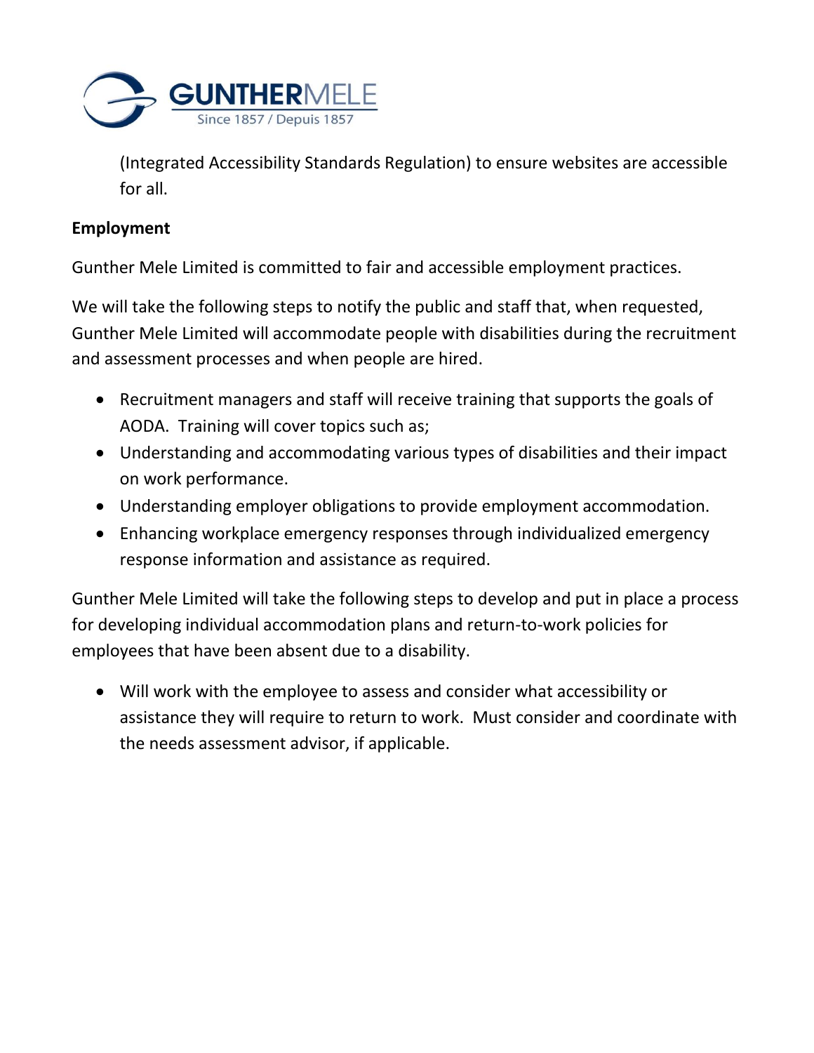(Integrated Accessibility Standards Regulation) to ensure websites are accessible for all.

**Employment**

Gunther Mele Limited is committed to fair and accessible employment practices.

We will take the following steps to notify the public and staff that, when requested, Gunther Mele Limited will accommodate people with disabilities during the recruitment and assessment processes and when people are hired.

- Recruitment managers and staff will receive training that supports the goals of AODA. Training will cover topics such as;
- Understanding and accommodating various types of disabilities and their impact on work performance.
- Understanding employer obligations to provide employment accommodation.
- Enhancing workplace emergency responses through individualized emergency response information and assistance as required.

Gunther Mele Limited will take the following steps to develop and put in place a process for developing individual accommodation plans and return-to-work policies for employees that have been absent due to a disability.

- Will work with the employee to assess and consider what accessibility or assistance they will require to return to work. Must consider and coordinate with the needs assessment advisor, if applicable.